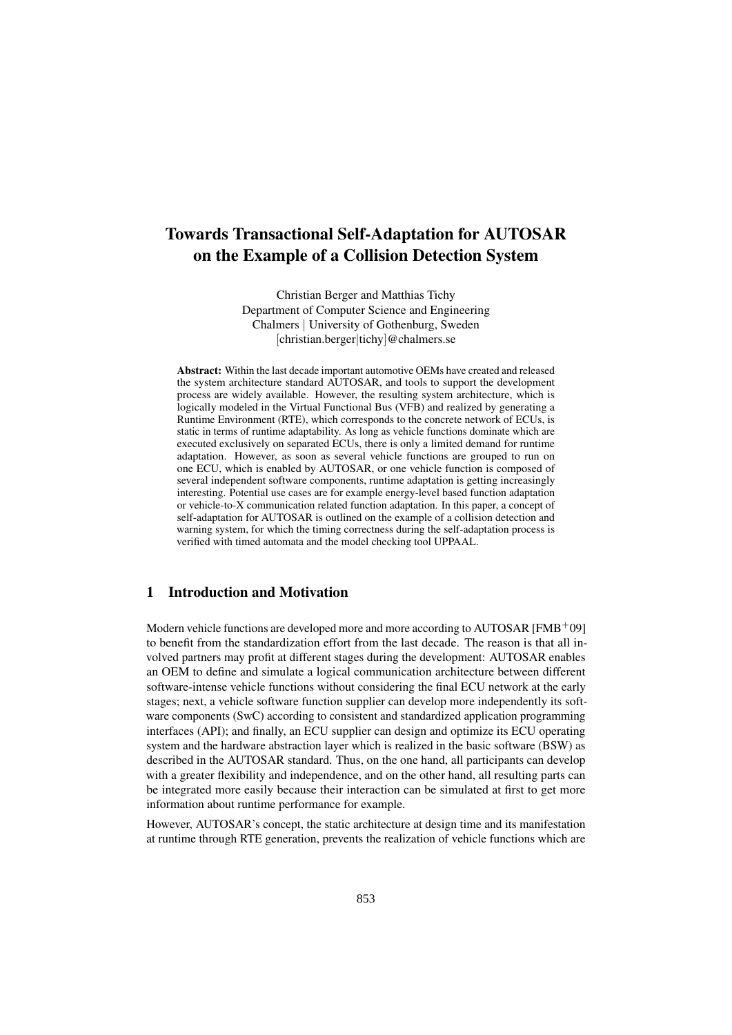# Towards Transactional Self-Adaptation for AUTOSAR on the Example of a Collision Detection System

Christian Berger and Matthias Tichy
Department of Computer Science and Engineering
Chalmers | University of Gothenburg, Sweden
[christian.berger|tichy]@chalmers.se

**Abstract:** Within the last decade important automotive OEMs have created and released the system architecture standard AUTOSAR, and tools to support the development process are widely available. However, the resulting system architecture, which is logically modeled in the Virtual Functional Bus (VFB) and realized by generating a Runtime Environment (RTE), which corresponds to the concrete network of ECUs, is static in terms of runtime adaptability. As long as vehicle functions dominate which are executed exclusively on separated ECUs, there is only a limited demand for runtime adaptation. However, as soon as several vehicle functions are grouped to run on one ECU, which is enabled by AUTOSAR, or one vehicle function is composed of several independent software components, runtime adaptation is getting increasingly interesting. Potential use cases are for example energy-level based function adaptation or vehicle-to-X communication related function adaptation. In this paper, a concept of self-adaptation for AUTOSAR is outlined on the example of a collision detection and warning system, for which the timing correctness during the self-adaptation process is verified with timed automata and the model checking tool UPPAAL.

## 1 Introduction and Motivation

Modern vehicle functions are developed more and more according to AUTOSAR [FMB$^{+}$09] to benefit from the standardization effort from the last decade. The reason is that all involved partners may profit at different stages during the development: AUTOSAR enables an OEM to define and simulate a logical communication architecture between different software-intense vehicle functions without considering the final ECU network at the early stages; next, a vehicle software function supplier can develop more independently its software components (SwC) according to consistent and standardized application programming interfaces (API); and finally, an ECU supplier can design and optimize its ECU operating system and the hardware abstraction layer which is realized in the basic software (BSW) as described in the AUTOSAR standard. Thus, on the one hand, all participants can develop with a greater flexibility and independence, and on the other hand, all resulting parts can be integrated more easily because their interaction can be simulated at first to get more information about runtime performance for example.

However, AUTOSAR's concept, the static architecture at design time and its manifestation at runtime through RTE generation, prevents the realization of vehicle functions which are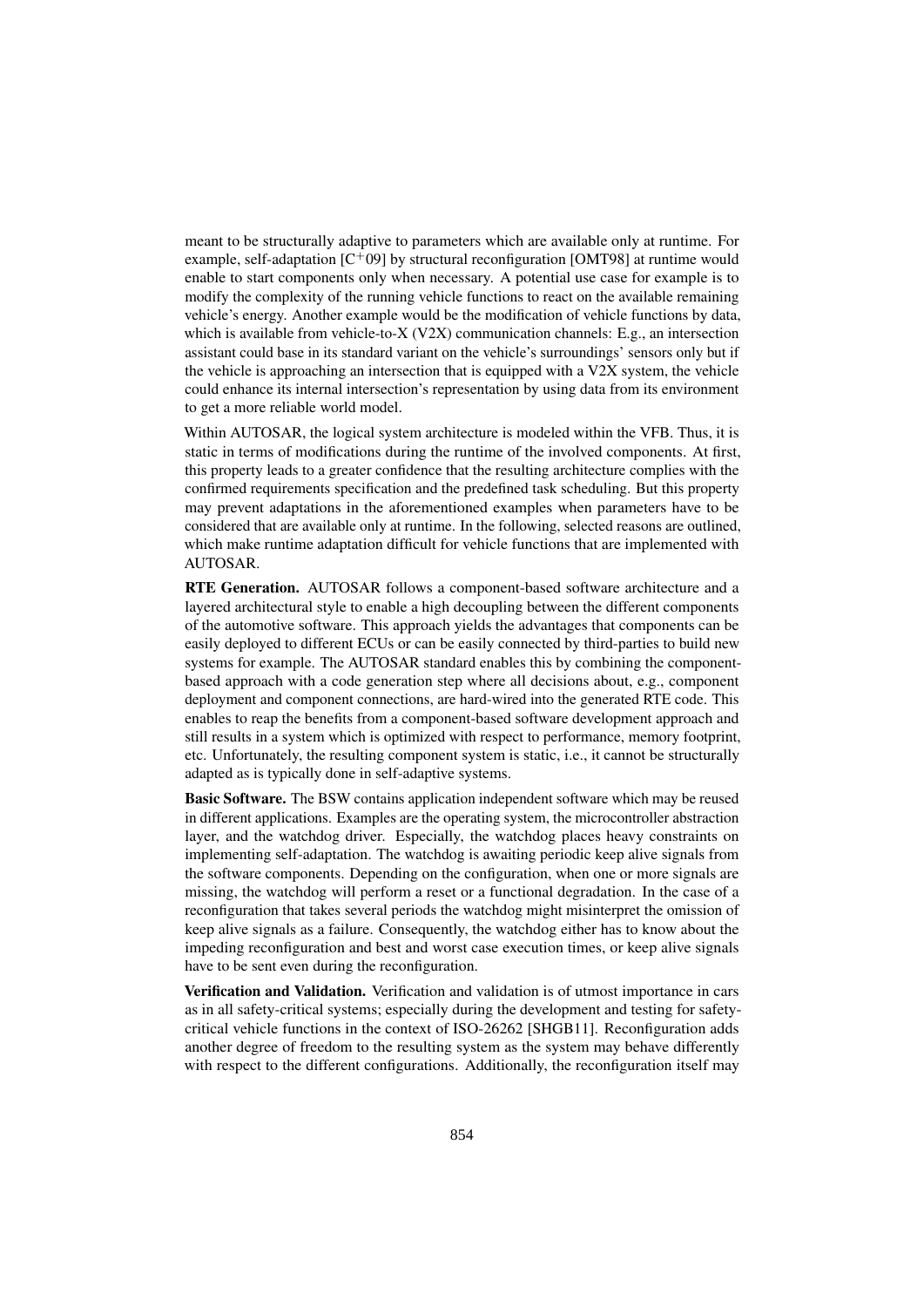meant to be structurally adaptive to parameters which are available only at runtime. For example, self-adaptation [$C^+09$] by structural reconfiguration [OMT98] at runtime would enable to start components only when necessary. A potential use case for example is to modify the complexity of the running vehicle functions to react on the available remaining vehicle's energy. Another example would be the modification of vehicle functions by data, which is available from vehicle-to-X (V2X) communication channels: E.g., an intersection assistant could base in its standard variant on the vehicle's surroundings' sensors only but if the vehicle is approaching an intersection that is equipped with a V2X system, the vehicle could enhance its internal intersection's representation by using data from its environment to get a more reliable world model.

Within AUTOSAR, the logical system architecture is modeled within the VFB. Thus, it is static in terms of modifications during the runtime of the involved components. At first, this property leads to a greater confidence that the resulting architecture complies with the confirmed requirements specification and the predefined task scheduling. But this property may prevent adaptations in the aforementioned examples when parameters have to be considered that are available only at runtime. In the following, selected reasons are outlined, which make runtime adaptation difficult for vehicle functions that are implemented with AUTOSAR.

**RTE Generation.** AUTOSAR follows a component-based software architecture and a layered architectural style to enable a high decoupling between the different components of the automotive software. This approach yields the advantages that components can be easily deployed to different ECUs or can be easily connected by third-parties to build new systems for example. The AUTOSAR standard enables this by combining the component-based approach with a code generation step where all decisions about, e.g., component deployment and component connections, are hard-wired into the generated RTE code. This enables to reap the benefits from a component-based software development approach and still results in a system which is optimized with respect to performance, memory footprint, etc. Unfortunately, the resulting component system is static, i.e., it cannot be structurally adapted as is typically done in self-adaptive systems.

**Basic Software.** The BSW contains application independent software which may be reused in different applications. Examples are the operating system, the microcontroller abstraction layer, and the watchdog driver. Especially, the watchdog places heavy constraints on implementing self-adaptation. The watchdog is awaiting periodic keep alive signals from the software components. Depending on the configuration, when one or more signals are missing, the watchdog will perform a reset or a functional degradation. In the case of a reconfiguration that takes several periods the watchdog might misinterpret the omission of keep alive signals as a failure. Consequently, the watchdog either has to know about the impeding reconfiguration and best and worst case execution times, or keep alive signals have to be sent even during the reconfiguration.

**Verification and Validation.** Verification and validation is of utmost importance in cars as in all safety-critical systems; especially during the development and testing for safety-critical vehicle functions in the context of ISO-26262 [SHGB11]. Reconfiguration adds another degree of freedom to the resulting system as the system may behave differently with respect to the different configurations. Additionally, the reconfiguration itself may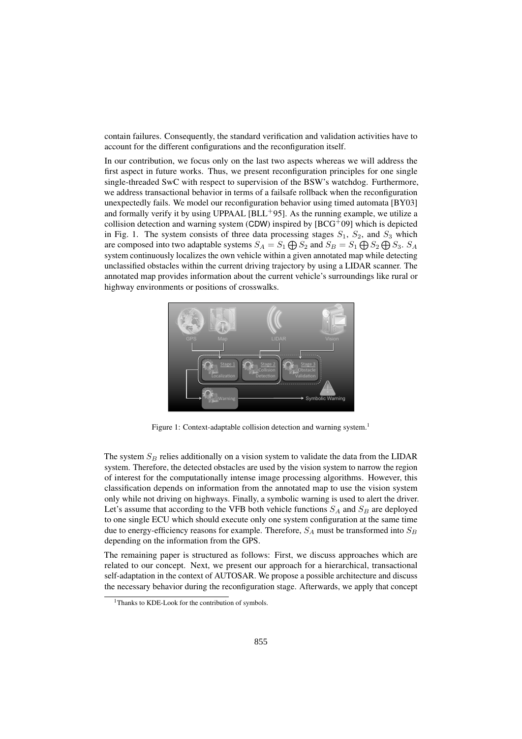contain failures. Consequently, the standard verification and validation activities have to account for the different configurations and the reconfiguration itself.

In our contribution, we focus only on the last two aspects whereas we will address the first aspect in future works. Thus, we present reconfiguration principles for one single single-threaded SwC with respect to supervision of the BSW's watchdog. Furthermore, we address transactional behavior in terms of a failsafe rollback when the reconfiguration unexpectedly fails. We model our reconfiguration behavior using timed automata [BY03] and formally verify it by using UPPAAL [BLL+95]. As the running example, we utilize a collision detection and warning system (CDW) inspired by [BCG+09] which is depicted in Fig. 1. The system consists of three data processing stages $S_1$, $S_2$, and $S_3$ which are composed into two adaptable systems $S_A = S_1 \bigoplus S_2$ and $S_B = S_1 \bigoplus S_2 \bigoplus S_3$. $S_A$ system continuously localizes the own vehicle within a given annotated map while detecting unclassified obstacles within the current driving trajectory by using a LIDAR scanner. The annotated map provides information about the current vehicle's surroundings like rural or highway environments or positions of crosswalks.

Figure 1: Context-adaptable collision detection and warning system.[1]

The system $S_B$ relies additionally on a vision system to validate the data from the LIDAR system. Therefore, the detected obstacles are used by the vision system to narrow the region of interest for the computationally intense image processing algorithms. However, this classification depends on information from the annotated map to use the vision system only while not driving on highways. Finally, a symbolic warning is used to alert the driver. Let's assume that according to the VFB both vehicle functions $S_A$ and $S_B$ are deployed to one single ECU which should execute only one system configuration at the same time due to energy-efficiency reasons for example. Therefore, $S_A$ must be transformed into $S_B$ depending on the information from the GPS.

The remaining paper is structured as follows: First, we discuss approaches which are related to our concept. Next, we present our approach for a hierarchical, transactional self-adaptation in the context of AUTOSAR. We propose a possible architecture and discuss the necessary behavior during the reconfiguration stage. Afterwards, we apply that concept

[1] Thanks to KDE-Look for the contribution of symbols.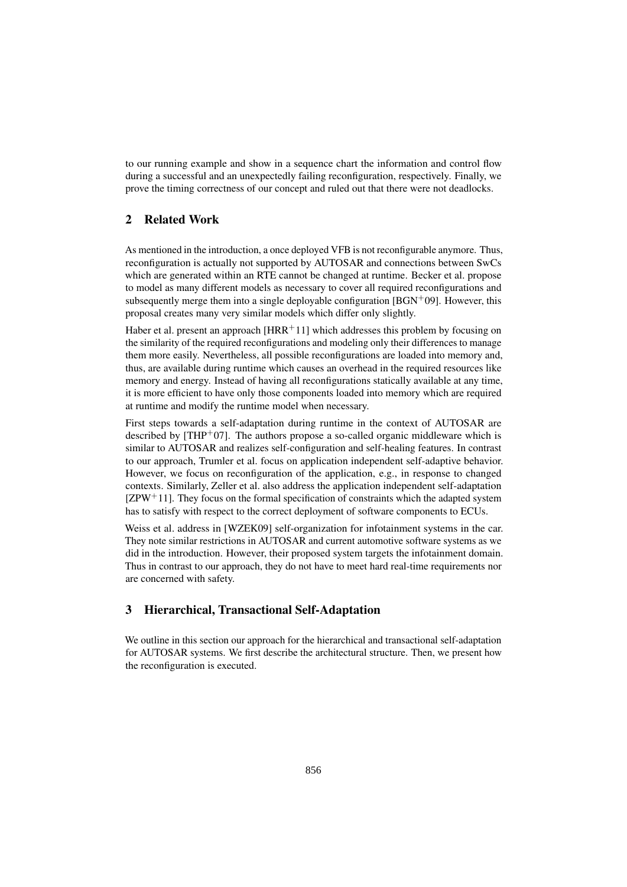to our running example and show in a sequence chart the information and control flow during a successful and an unexpectedly failing reconfiguration, respectively. Finally, we prove the timing correctness of our concept and ruled out that there were not deadlocks.

## 2 Related Work

As mentioned in the introduction, a once deployed VFB is not reconfigurable anymore. Thus, reconfiguration is actually not supported by AUTOSAR and connections between SwCs which are generated within an RTE cannot be changed at runtime. Becker et al. propose to model as many different models as necessary to cover all required reconfigurations and subsequently merge them into a single deployable configuration [BGN+09]. However, this proposal creates many very similar models which differ only slightly.

Haber et al. present an approach [HRR+11] which addresses this problem by focusing on the similarity of the required reconfigurations and modeling only their differences to manage them more easily. Nevertheless, all possible reconfigurations are loaded into memory and, thus, are available during runtime which causes an overhead in the required resources like memory and energy. Instead of having all reconfigurations statically available at any time, it is more efficient to have only those components loaded into memory which are required at runtime and modify the runtime model when necessary.

First steps towards a self-adaptation during runtime in the context of AUTOSAR are described by [THP+07]. The authors propose a so-called organic middleware which is similar to AUTOSAR and realizes self-configuration and self-healing features. In contrast to our approach, Trumler et al. focus on application independent self-adaptive behavior. However, we focus on reconfiguration of the application, e.g., in response to changed contexts. Similarly, Zeller et al. also address the application independent self-adaptation [ZPW+11]. They focus on the formal specification of constraints which the adapted system has to satisfy with respect to the correct deployment of software components to ECUs.

Weiss et al. address in [WZEK09] self-organization for infotainment systems in the car. They note similar restrictions in AUTOSAR and current automotive software systems as we did in the introduction. However, their proposed system targets the infotainment domain. Thus in contrast to our approach, they do not have to meet hard real-time requirements nor are concerned with safety.

## 3 Hierarchical, Transactional Self-Adaptation

We outline in this section our approach for the hierarchical and transactional self-adaptation for AUTOSAR systems. We first describe the architectural structure. Then, we present how the reconfiguration is executed.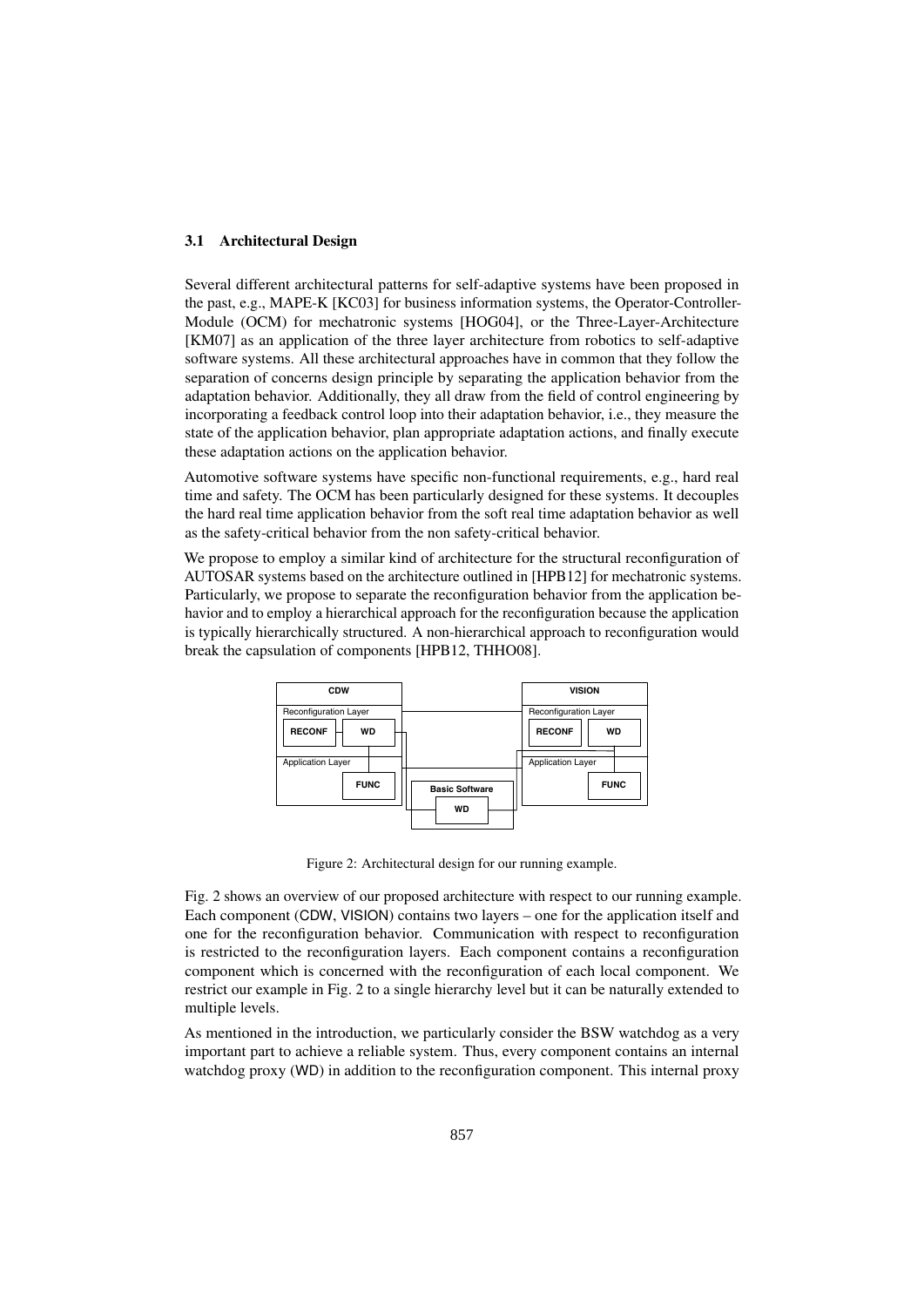### 3.1 Architectural Design

Several different architectural patterns for self-adaptive systems have been proposed in the past, e.g., MAPE-K [KC03] for business information systems, the Operator-Controller-Module (OCM) for mechatronic systems [HOG04], or the Three-Layer-Architecture [KM07] as an application of the three layer architecture from robotics to self-adaptive software systems. All these architectural approaches have in common that they follow the separation of concerns design principle by separating the application behavior from the adaptation behavior. Additionally, they all draw from the field of control engineering by incorporating a feedback control loop into their adaptation behavior, i.e., they measure the state of the application behavior, plan appropriate adaptation actions, and finally execute these adaptation actions on the application behavior.

Automotive software systems have specific non-functional requirements, e.g., hard real time and safety. The OCM has been particularly designed for these systems. It decouples the hard real time application behavior from the soft real time adaptation behavior as well as the safety-critical behavior from the non safety-critical behavior.

We propose to employ a similar kind of architecture for the structural reconfiguration of AUTOSAR systems based on the architecture outlined in [HPB12] for mechatronic systems. Particularly, we propose to separate the reconfiguration behavior from the application behavior and to employ a hierarchical approach for the reconfiguration because the application is typically hierarchically structured. A non-hierarchical approach to reconfiguration would break the capsulation of components [HPB12, THHO08].

Figure 2: Architectural design for our running example.

Fig. 2 shows an overview of our proposed architecture with respect to our running example. Each component (CDW, VISION) contains two layers – one for the application itself and one for the reconfiguration behavior. Communication with respect to reconfiguration is restricted to the reconfiguration layers. Each component contains a reconfiguration component which is concerned with the reconfiguration of each local component. We restrict our example in Fig. 2 to a single hierarchy level but it can be naturally extended to multiple levels.

As mentioned in the introduction, we particularly consider the BSW watchdog as a very important part to achieve a reliable system. Thus, every component contains an internal watchdog proxy (WD) in addition to the reconfiguration component. This internal proxy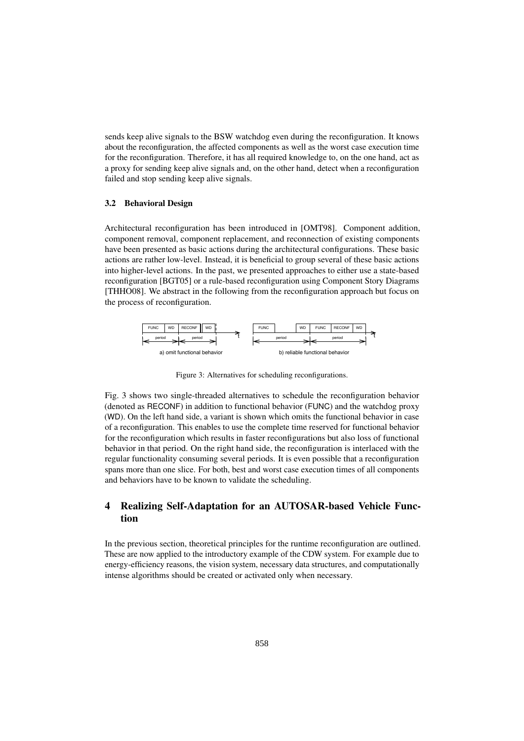sends keep alive signals to the BSW watchdog even during the reconfiguration. It knows about the reconfiguration, the affected components as well as the worst case execution time for the reconfiguration. Therefore, it has all required knowledge to, on the one hand, act as a proxy for sending keep alive signals and, on the other hand, detect when a reconfiguration failed and stop sending keep alive signals.

### 3.2 Behavioral Design

Architectural reconfiguration has been introduced in [OMT98]. Component addition, component removal, component replacement, and reconnection of existing components have been presented as basic actions during the architectural configurations. These basic actions are rather low-level. Instead, it is beneficial to group several of these basic actions into higher-level actions. In the past, we presented approaches to either use a state-based reconfiguration [BGT05] or a rule-based reconfiguration using Component Story Diagrams [THHO08]. We abstract in the following from the reconfiguration approach but focus on the process of reconfiguration.

Figure 3: Alternatives for scheduling reconfigurations.

Fig. 3 shows two single-threaded alternatives to schedule the reconfiguration behavior (denoted as RECONF) in addition to functional behavior (FUNC) and the watchdog proxy (WD). On the left hand side, a variant is shown which omits the functional behavior in case of a reconfiguration. This enables to use the complete time reserved for functional behavior for the reconfiguration which results in faster reconfigurations but also loss of functional behavior in that period. On the right hand side, the reconfiguration is interlaced with the regular functionality consuming several periods. It is even possible that a reconfiguration spans more than one slice. For both, best and worst case execution times of all components and behaviors have to be known to validate the scheduling.

## 4 Realizing Self-Adaptation for an AUTOSAR-based Vehicle Function

In the previous section, theoretical principles for the runtime reconfiguration are outlined. These are now applied to the introductory example of the CDW system. For example due to energy-efficiency reasons, the vision system, necessary data structures, and computationally intense algorithms should be created or activated only when necessary.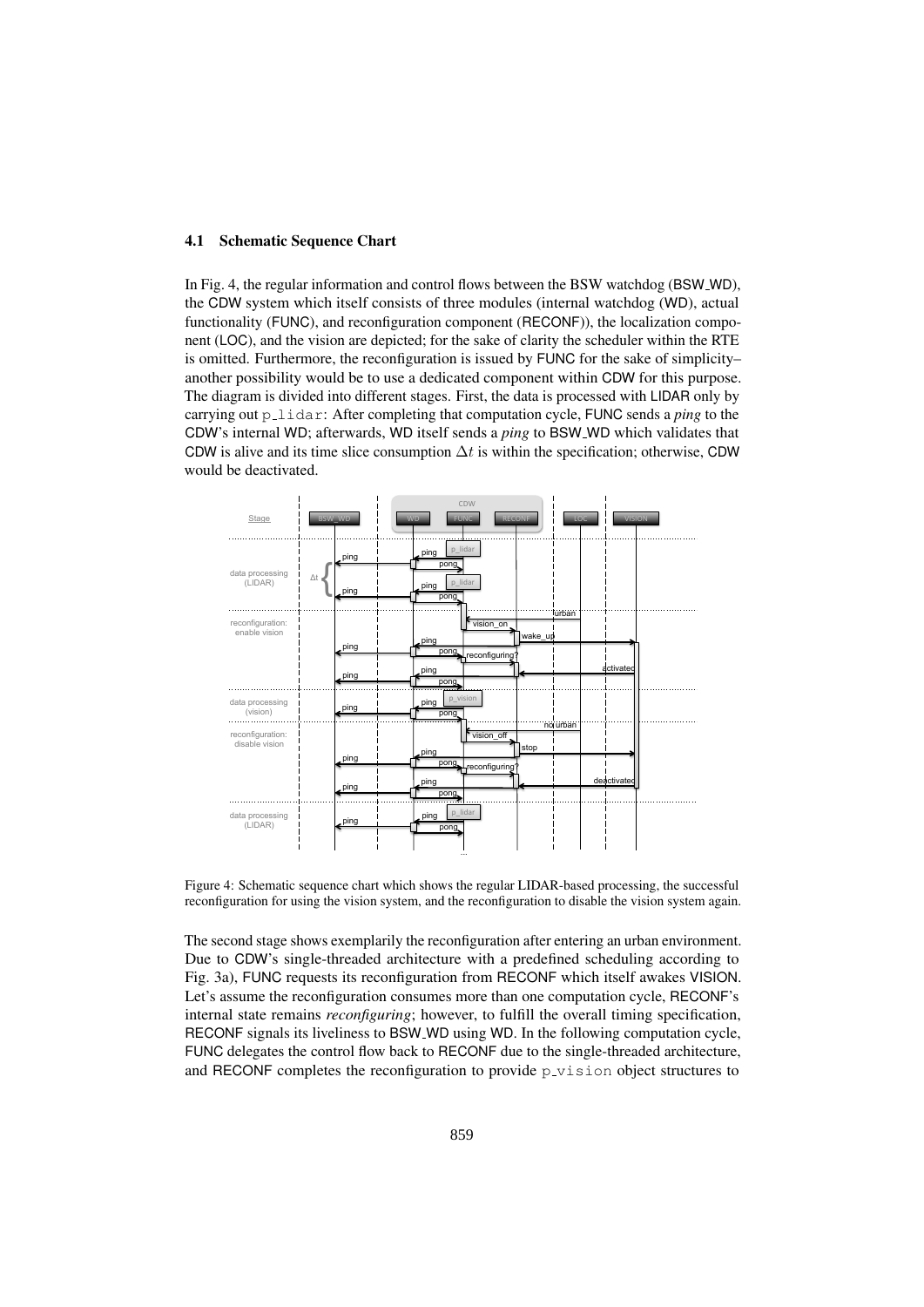### 4.1 Schematic Sequence Chart

In Fig. 4, the regular information and control flows between the BSW watchdog (BSW_WD), the CDW system which itself consists of three modules (internal watchdog (WD), actual functionality (FUNC), and reconfiguration component (RECONF)), the localization component (LOC), and the vision are depicted; for the sake of clarity the scheduler within the RTE is omitted. Furthermore, the reconfiguration is issued by FUNC for the sake of simplicity– another possibility would be to use a dedicated component within CDW for this purpose. The diagram is divided into different stages. First, the data is processed with LIDAR only by carrying out `p_lidar`: After completing that computation cycle, FUNC sends a *ping* to the CDW's internal WD; afterwards, WD itself sends a *ping* to BSW_WD which validates that CDW is alive and its time slice consumption $\Delta t$ is within the specification; otherwise, CDW would be deactivated.

Figure 4: Schematic sequence chart which shows the regular LIDAR-based processing, the successful reconfiguration for using the vision system, and the reconfiguration to disable the vision system again.

The second stage shows exemplarily the reconfiguration after entering an urban environment. Due to CDW's single-threaded architecture with a predefined scheduling according to Fig. 3a), FUNC requests its reconfiguration from RECONF which itself awakes VISION. Let's assume the reconfiguration consumes more than one computation cycle, RECONF's internal state remains *reconfiguring*; however, to fulfill the overall timing specification, RECONF signals its liveliness to BSW_WD using WD. In the following computation cycle, FUNC delegates the control flow back to RECONF due to the single-threaded architecture, and RECONF completes the reconfiguration to provide `p_vision` object structures to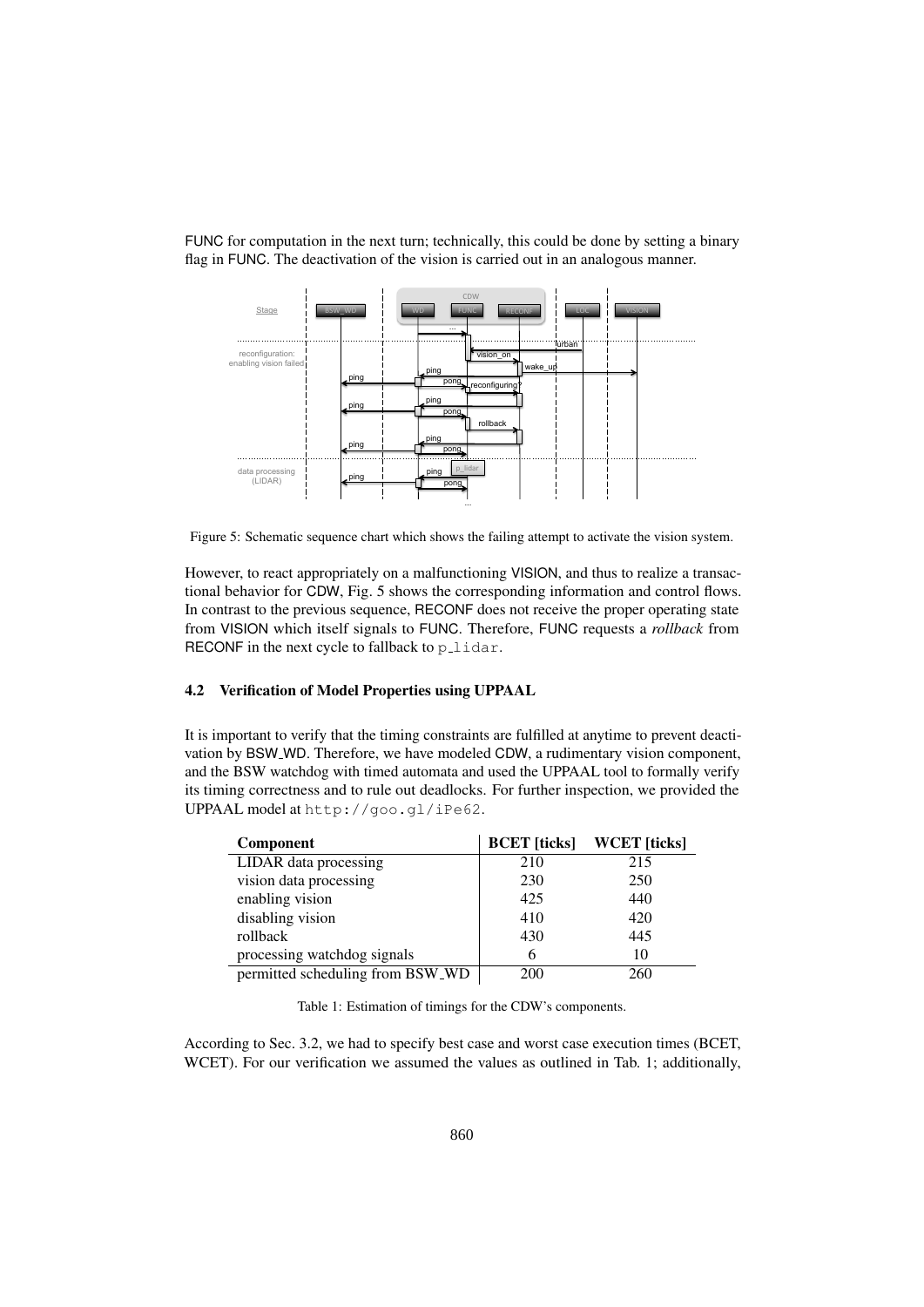FUNC for computation in the next turn; technically, this could be done by setting a binary flag in FUNC. The deactivation of the vision is carried out in an analogous manner.

Figure 5: Schematic sequence chart which shows the failing attempt to activate the vision system.

However, to react appropriately on a malfunctioning VISION, and thus to realize a transactional behavior for CDW, Fig. 5 shows the corresponding information and control flows. In contrast to the previous sequence, RECONF does not receive the proper operating state from VISION which itself signals to FUNC. Therefore, FUNC requests a *rollback* from RECONF in the next cycle to fallback to p_lidar.

### 4.2 Verification of Model Properties using UPPAAL

It is important to verify that the timing constraints are fulfilled at anytime to prevent deactivation by BSW_WD. Therefore, we have modeled CDW, a rudimentary vision component, and the BSW watchdog with timed automata and used the UPPAAL tool to formally verify its timing correctness and to rule out deadlocks. For further inspection, we provided the UPPAAL model at http://goo.gl/iPe62.

| Component | BCET [ticks] | WCET [ticks] |
|---|---|---|
| LIDAR data processing | 210 | 215 |
| vision data processing | 230 | 250 |
| enabling vision | 425 | 440 |
| disabling vision | 410 | 420 |
| rollback | 430 | 445 |
| processing watchdog signals | 6 | 10 |
| permitted scheduling from BSW_WD | 200 | 260 |

Table 1: Estimation of timings for the CDW's components.

According to Sec. 3.2, we had to specify best case and worst case execution times (BCET, WCET). For our verification we assumed the values as outlined in Tab. 1; additionally,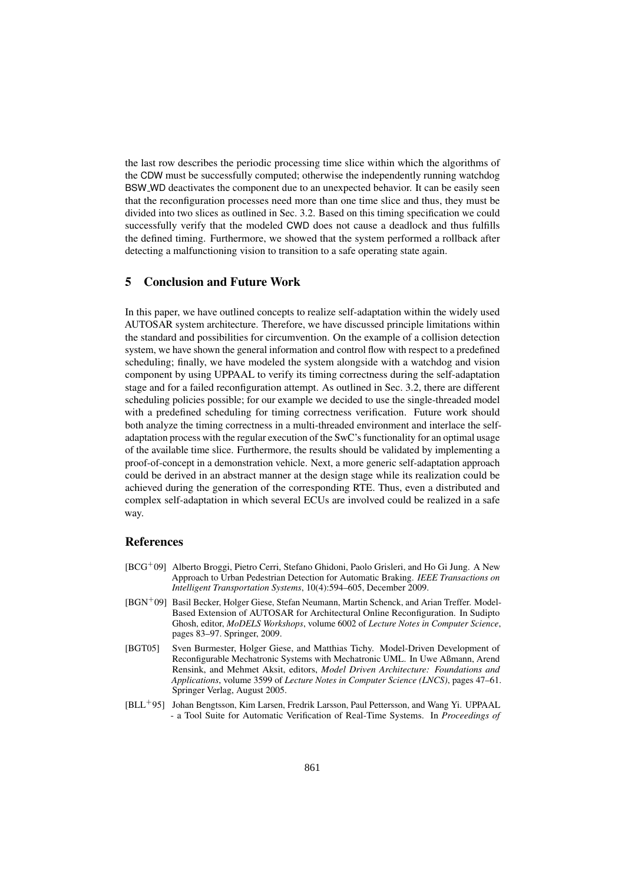the last row describes the periodic processing time slice within which the algorithms of the CDW must be successfully computed; otherwise the independently running watchdog BSW_WD deactivates the component due to an unexpected behavior. It can be easily seen that the reconfiguration processes need more than one time slice and thus, they must be divided into two slices as outlined in Sec. 3.2. Based on this timing specification we could successfully verify that the modeled CWD does not cause a deadlock and thus fulfills the defined timing. Furthermore, we showed that the system performed a rollback after detecting a malfunctioning vision to transition to a safe operating state again.

## 5 Conclusion and Future Work

In this paper, we have outlined concepts to realize self-adaptation within the widely used AUTOSAR system architecture. Therefore, we have discussed principle limitations within the standard and possibilities for circumvention. On the example of a collision detection system, we have shown the general information and control flow with respect to a predefined scheduling; finally, we have modeled the system alongside with a watchdog and vision component by using UPPAAL to verify its timing correctness during the self-adaptation stage and for a failed reconfiguration attempt. As outlined in Sec. 3.2, there are different scheduling policies possible; for our example we decided to use the single-threaded model with a predefined scheduling for timing correctness verification. Future work should both analyze the timing correctness in a multi-threaded environment and interlace the self-adaptation process with the regular execution of the SwC's functionality for an optimal usage of the available time slice. Furthermore, the results should be validated by implementing a proof-of-concept in a demonstration vehicle. Next, a more generic self-adaptation approach could be derived in an abstract manner at the design stage while its realization could be achieved during the generation of the corresponding RTE. Thus, even a distributed and complex self-adaptation in which several ECUs are involved could be realized in a safe way.

## References

[BCG+09] Alberto Broggi, Pietro Cerri, Stefano Ghidoni, Paolo Grisleri, and Ho Gi Jung. A New Approach to Urban Pedestrian Detection for Automatic Braking. *IEEE Transactions on Intelligent Transportation Systems*, 10(4):594–605, December 2009.

[BGN+09] Basil Becker, Holger Giese, Stefan Neumann, Martin Schenck, and Arian Treffer. Model-Based Extension of AUTOSAR for Architectural Online Reconfiguration. In Sudipto Ghosh, editor, *MoDELS Workshops*, volume 6002 of *Lecture Notes in Computer Science*, pages 83–97. Springer, 2009.

[BGT05] Sven Burmester, Holger Giese, and Matthias Tichy. Model-Driven Development of Reconfigurable Mechatronic Systems with Mechatronic UML. In Uwe Aßmann, Arend Rensink, and Mehmet Aksit, editors, *Model Driven Architecture: Foundations and Applications*, volume 3599 of *Lecture Notes in Computer Science (LNCS)*, pages 47–61. Springer Verlag, August 2005.

[BLL+95] Johan Bengtsson, Kim Larsen, Fredrik Larsson, Paul Pettersson, and Wang Yi. UPPAAL - a Tool Suite for Automatic Verification of Real-Time Systems. In *Proceedings of*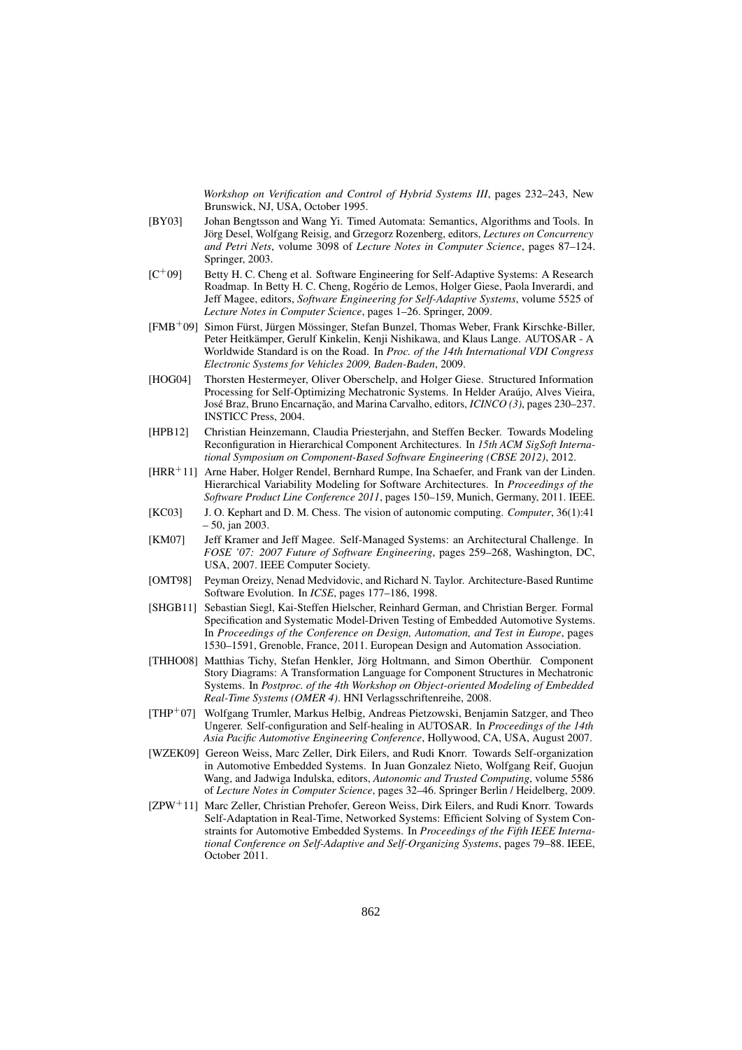*Workshop on Verification and Control of Hybrid Systems III*, pages 232–243, New Brunswick, NJ, USA, October 1995.

[BY03] Johan Bengtsson and Wang Yi. Timed Automata: Semantics, Algorithms and Tools. In Jörg Desel, Wolfgang Reisig, and Grzegorz Rozenberg, editors, *Lectures on Concurrency and Petri Nets*, volume 3098 of *Lecture Notes in Computer Science*, pages 87–124. Springer, 2003.

[C+09] Betty H. C. Cheng et al. Software Engineering for Self-Adaptive Systems: A Research Roadmap. In Betty H. C. Cheng, Rogério de Lemos, Holger Giese, Paola Inverardi, and Jeff Magee, editors, *Software Engineering for Self-Adaptive Systems*, volume 5525 of *Lecture Notes in Computer Science*, pages 1–26. Springer, 2009.

[FMB+09] Simon Fürst, Jürgen Mössinger, Stefan Bunzel, Thomas Weber, Frank Kirschke-Biller, Peter Heitkämper, Gerulf Kinkelin, Kenji Nishikawa, and Klaus Lange. AUTOSAR - A Worldwide Standard is on the Road. In *Proc. of the 14th International VDI Congress Electronic Systems for Vehicles 2009, Baden-Baden*, 2009.

[HOG04] Thorsten Hestermeyer, Oliver Oberschelp, and Holger Giese. Structured Information Processing for Self-Optimizing Mechatronic Systems. In Helder Araújo, Alves Vieira, José Braz, Bruno Encarnação, and Marina Carvalho, editors, *ICINCO (3)*, pages 230–237. INSTICC Press, 2004.

[HPB12] Christian Heinzemann, Claudia Priesterjahn, and Steffen Becker. Towards Modeling Reconfiguration in Hierarchical Component Architectures. In *15th ACM SigSoft International Symposium on Component-Based Software Engineering (CBSE 2012)*, 2012.

[HRR+11] Arne Haber, Holger Rendel, Bernhard Rumpe, Ina Schaefer, and Frank van der Linden. Hierarchical Variability Modeling for Software Architectures. In *Proceedings of the Software Product Line Conference 2011*, pages 150–159, Munich, Germany, 2011. IEEE.

[KC03] J. O. Kephart and D. M. Chess. The vision of autonomic computing. *Computer*, 36(1):41 – 50, jan 2003.

[KM07] Jeff Kramer and Jeff Magee. Self-Managed Systems: an Architectural Challenge. In *FOSE '07: 2007 Future of Software Engineering*, pages 259–268, Washington, DC, USA, 2007. IEEE Computer Society.

[OMT98] Peyman Oreizy, Nenad Medvidovic, and Richard N. Taylor. Architecture-Based Runtime Software Evolution. In *ICSE*, pages 177–186, 1998.

[SHGB11] Sebastian Siegl, Kai-Steffen Hielscher, Reinhard German, and Christian Berger. Formal Specification and Systematic Model-Driven Testing of Embedded Automotive Systems. In *Proceedings of the Conference on Design, Automation, and Test in Europe*, pages 1530–1591, Grenoble, France, 2011. European Design and Automation Association.

[THHO08] Matthias Tichy, Stefan Henkler, Jörg Holtmann, and Simon Oberthür. Component Story Diagrams: A Transformation Language for Component Structures in Mechatronic Systems. In *Postproc. of the 4th Workshop on Object-oriented Modeling of Embedded Real-Time Systems (OMER 4)*. HNI Verlagsschriftenreihe, 2008.

[THP+07] Wolfgang Trumler, Markus Helbig, Andreas Pietzowski, Benjamin Satzger, and Theo Ungerer. Self-configuration and Self-healing in AUTOSAR. In *Proceedings of the 14th Asia Pacific Automotive Engineering Conference*, Hollywood, CA, USA, August 2007.

[WZEK09] Gereon Weiss, Marc Zeller, Dirk Eilers, and Rudi Knorr. Towards Self-organization in Automotive Embedded Systems. In Juan Gonzalez Nieto, Wolfgang Reif, Guojun Wang, and Jadwiga Indulska, editors, *Autonomic and Trusted Computing*, volume 5586 of *Lecture Notes in Computer Science*, pages 32–46. Springer Berlin / Heidelberg, 2009.

[ZPW+11] Marc Zeller, Christian Prehofer, Gereon Weiss, Dirk Eilers, and Rudi Knorr. Towards Self-Adaptation in Real-Time, Networked Systems: Efficient Solving of System Constraints for Automotive Embedded Systems. In *Proceedings of the Fifth IEEE International Conference on Self-Adaptive and Self-Organizing Systems*, pages 79–88. IEEE, October 2011.